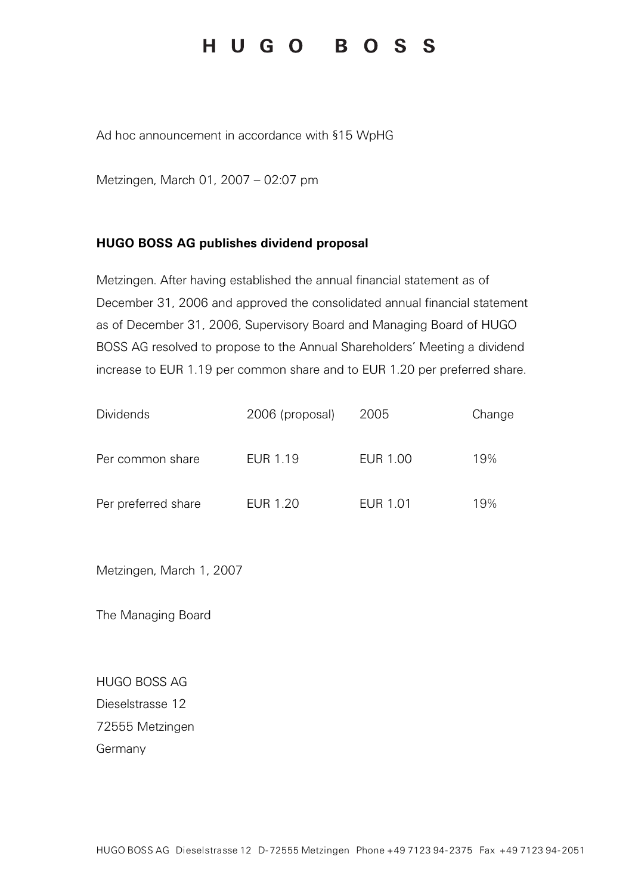# HUGO BOSS

Ad hoc announcement in accordance with §15 WpHG

Metzingen, March 01, 2007 – 02:07 pm

**HUGO BOSS AG publishes dividend proposal**

Metzingen. After having established the annual financial statement as of December 31, 2006 and approved the consolidated annual financial statement as of December 31, 2006, Supervisory Board and Managing Board of HUGO BOSS AG resolved to propose to the Annual Shareholders' Meeting a dividend increase to EUR 1.19 per common share and to EUR 1.20 per preferred share.

| Dividends | 2006 (proposal) | 2005 | Change |
|---|---|---|---|
| Per common share | EUR 1.19 | EUR 1.00 | 19% |
| Per preferred share | EUR 1.20 | EUR 1.01 | 19% |

Metzingen, March 1, 2007

The Managing Board

HUGO BOSS AG
Dieselstrasse 12
72555 Metzingen
Germany

HUGO BOSS AG Dieselstrasse 12 D-72555 Metzingen Phone +49 7123 94-2375 Fax +49 7123 94-2051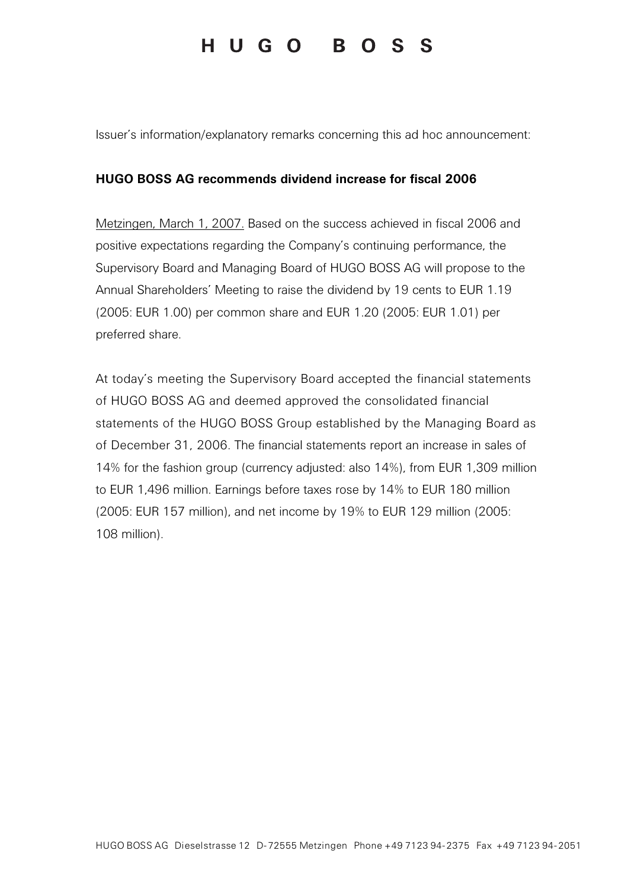# HUGO BOSS

Issuer's information/explanatory remarks concerning this ad hoc announcement:

**HUGO BOSS AG recommends dividend increase for fiscal 2006**

Metzingen, March 1, 2007. Based on the success achieved in fiscal 2006 and positive expectations regarding the Company's continuing performance, the Supervisory Board and Managing Board of HUGO BOSS AG will propose to the Annual Shareholders' Meeting to raise the dividend by 19 cents to EUR 1.19 (2005: EUR 1.00) per common share and EUR 1.20 (2005: EUR 1.01) per preferred share.

At today's meeting the Supervisory Board accepted the financial statements of HUGO BOSS AG and deemed approved the consolidated financial statements of the HUGO BOSS Group established by the Managing Board as of December 31, 2006. The financial statements report an increase in sales of 14% for the fashion group (currency adjusted: also 14%), from EUR 1,309 million to EUR 1,496 million. Earnings before taxes rose by 14% to EUR 180 million (2005: EUR 157 million), and net income by 19% to EUR 129 million (2005: 108 million).

HUGO BOSS AG Dieselstrasse 12 D-72555 Metzingen Phone +49 7123 94-2375 Fax +49 7123 94-2051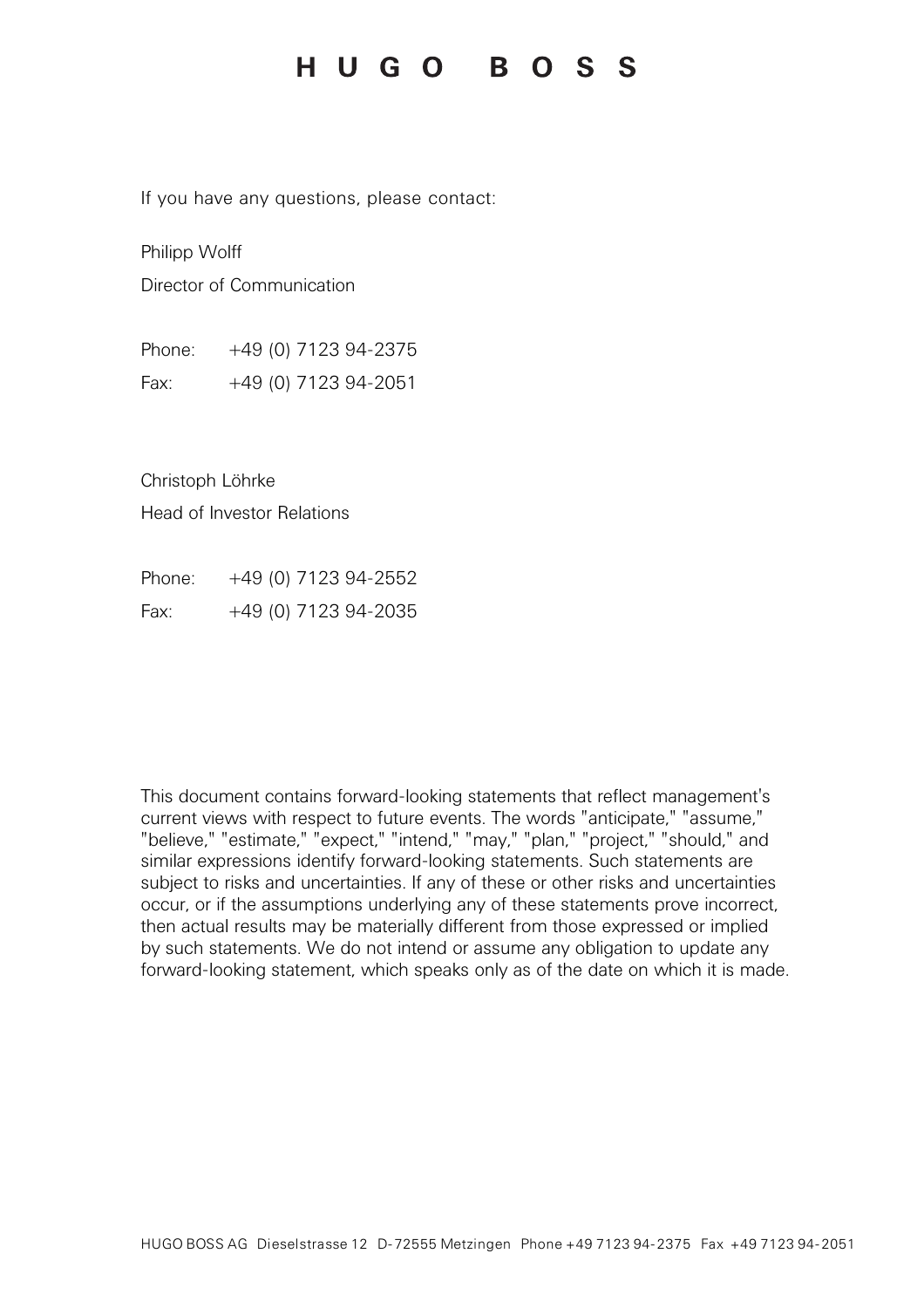# HUGO BOSS

If you have any questions, please contact:

Philipp Wolff

Director of Communication

Phone: +49 (0) 7123 94-2375

Fax: +49 (0) 7123 94-2051

Christoph Löhrke

Head of Investor Relations

Phone: +49 (0) 7123 94-2552

Fax: +49 (0) 7123 94-2035

This document contains forward-looking statements that reflect management's current views with respect to future events. The words "anticipate," "assume," "believe," "estimate," "expect," "intend," "may," "plan," "project," "should," and similar expressions identify forward-looking statements. Such statements are subject to risks and uncertainties. If any of these or other risks and uncertainties occur, or if the assumptions underlying any of these statements prove incorrect, then actual results may be materially different from those expressed or implied by such statements. We do not intend or assume any obligation to update any forward-looking statement, which speaks only as of the date on which it is made.

HUGO BOSS AG Dieselstrasse 12 D-72555 Metzingen Phone +49 7123 94-2375 Fax +49 7123 94-2051